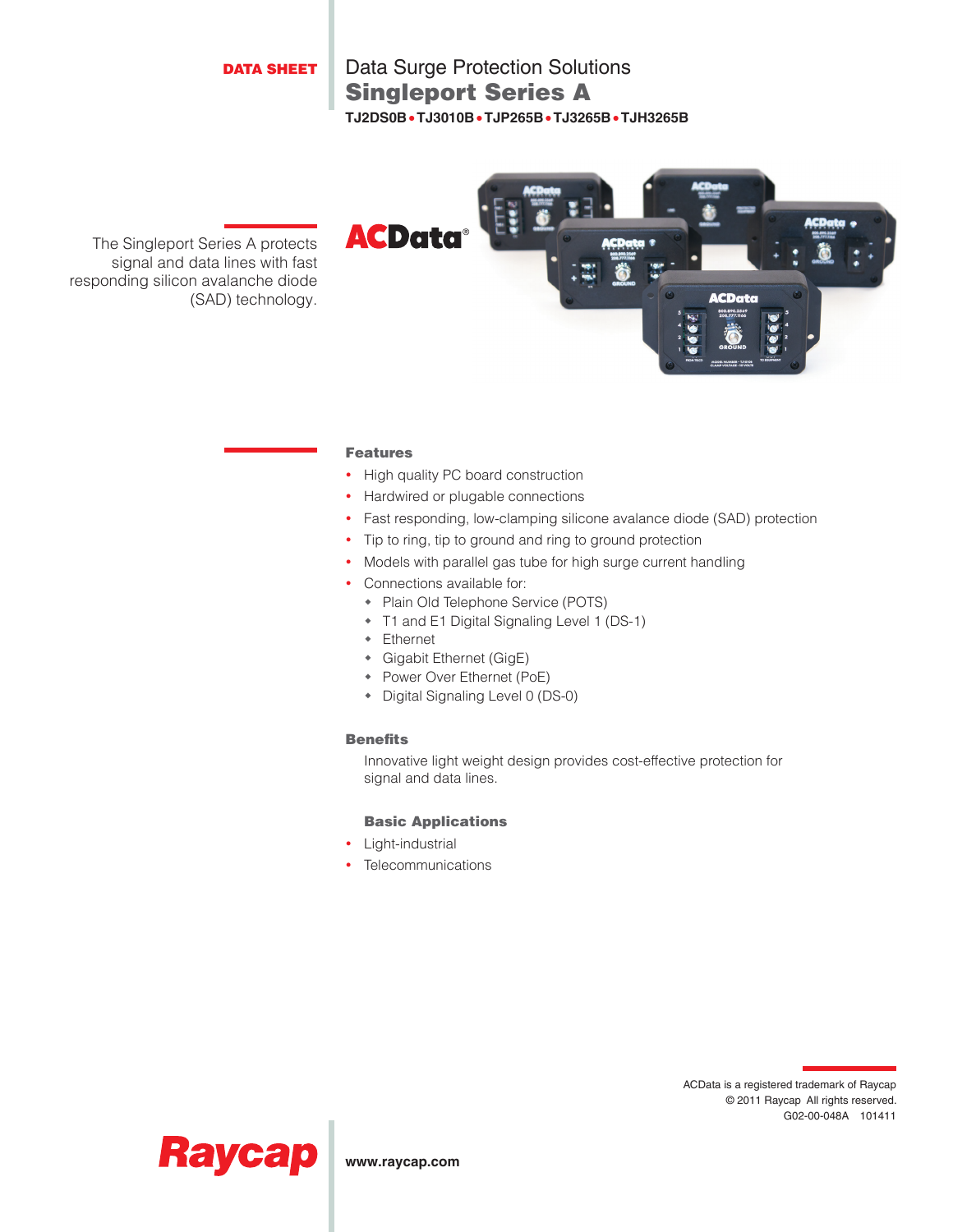DATA SHEET

# Data Surge Protection Solutions

## Singleport Series A

**TJ2DS0B • TJ3010B • TJP265B • TJ3265B • TJH3265B**

The Singleport Series A protects signal and data lines with fast responding silicon avalanche diode (SAD) technology.

ACData®

### Features

- High quality PC board construction
- Hardwired or plugable connections
- Fast responding, low-clamping silicone avalance diode (SAD) protection
- Tip to ring, tip to ground and ring to ground protection
- Models with parallel gas tube for high surge current handling
- Connections available for:
  - Plain Old Telephone Service (POTS)
  - T1 and E1 Digital Signaling Level 1 (DS-1)
  - Ethernet
  - Gigabit Ethernet (GigE)
  - Power Over Ethernet (PoE)
  - Digital Signaling Level 0 (DS-0)

### Benefits

Innovative light weight design provides cost-effective protection for signal and data lines.

### Basic Applications

- Light-industrial
- Telecommunications

ACData is a registered trademark of Raycap
© 2011 Raycap All rights reserved.
G02-00-048A 101411

Raycap

www.raycap.com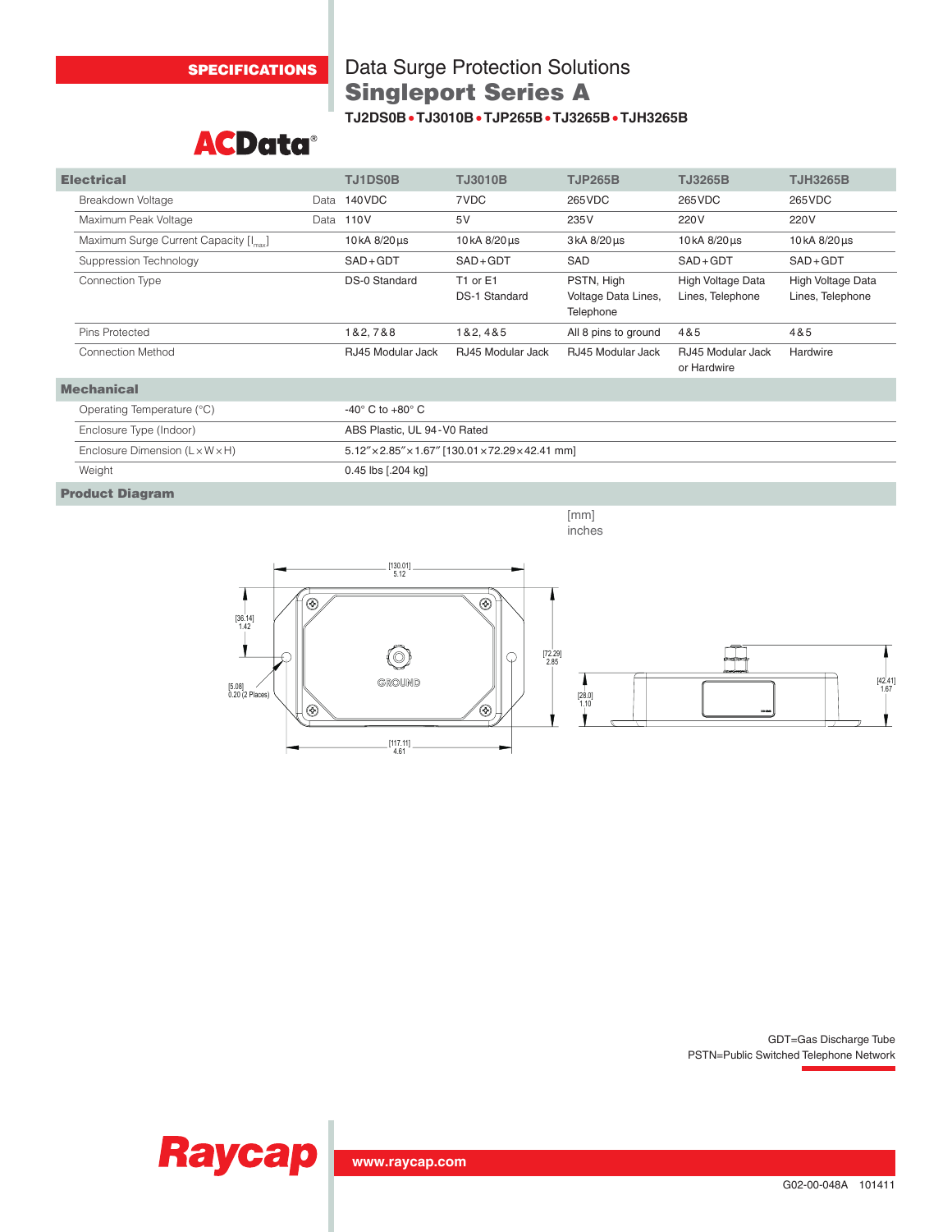**SPECIFICATIONS**

# Data Surge Protection Solutions

## Singleport Series A

**TJ2DS0B • TJ3010B • TJP265B • TJ3265B • TJH3265B**

ACData®

| Electrical | | TJ1DS0B | TJ3010B | TJP265B | TJ3265B | TJH3265B |
|---|---|---|---|---|---|---|
| Breakdown Voltage | Data | 140VDC | 7VDC | 265VDC | 265VDC | 265VDC |
| Maximum Peak Voltage | Data | 110V | 5V | 235V | 220V | 220V |
| Maximum Surge Current Capacity [$I_{max}$] | | 10kA 8/20µs | 10kA 8/20µs | 3kA 8/20µs | 10kA 8/20µs | 10kA 8/20µs |
| Suppression Technology | | SAD+GDT | SAD+GDT | SAD | SAD+GDT | SAD+GDT |
| Connection Type | | DS-0 Standard | T1 or E1 DS-1 Standard | PSTN, High Voltage Data Lines, Telephone | High Voltage Data Lines, Telephone | High Voltage Data Lines, Telephone |
| Pins Protected | | 1&2, 7&8 | 1&2, 4&5 | All 8 pins to ground | 4&5 | 4&5 |
| Connection Method | | RJ45 Modular Jack | RJ45 Modular Jack | RJ45 Modular Jack | RJ45 Modular Jack or Hardwire | Hardwire |

| Mechanical | |
|---|---|
| Operating Temperature (°C) | -40° C to +80° C |
| Enclosure Type (Indoor) | ABS Plastic, UL 94-V0 Rated |
| Enclosure Dimension (L×W×H) | 5.12″×2.85″×1.67″ [130.01×72.29×42.41 mm] |
| Weight | 0.45 lbs [.204 kg] |

**Product Diagram**

[mm]
inches

[130.01]
5.12

[36.14]
1.42

[72.29]
2.85

[5.08]
0.20 (2 Places)

GROUND

[117.11]
4.61

[28.0]
1.10

[42.41]
1.67

GDT=Gas Discharge Tube
PSTN=Public Switched Telephone Network

Raycap

www.raycap.com

G02-00-048A 101411